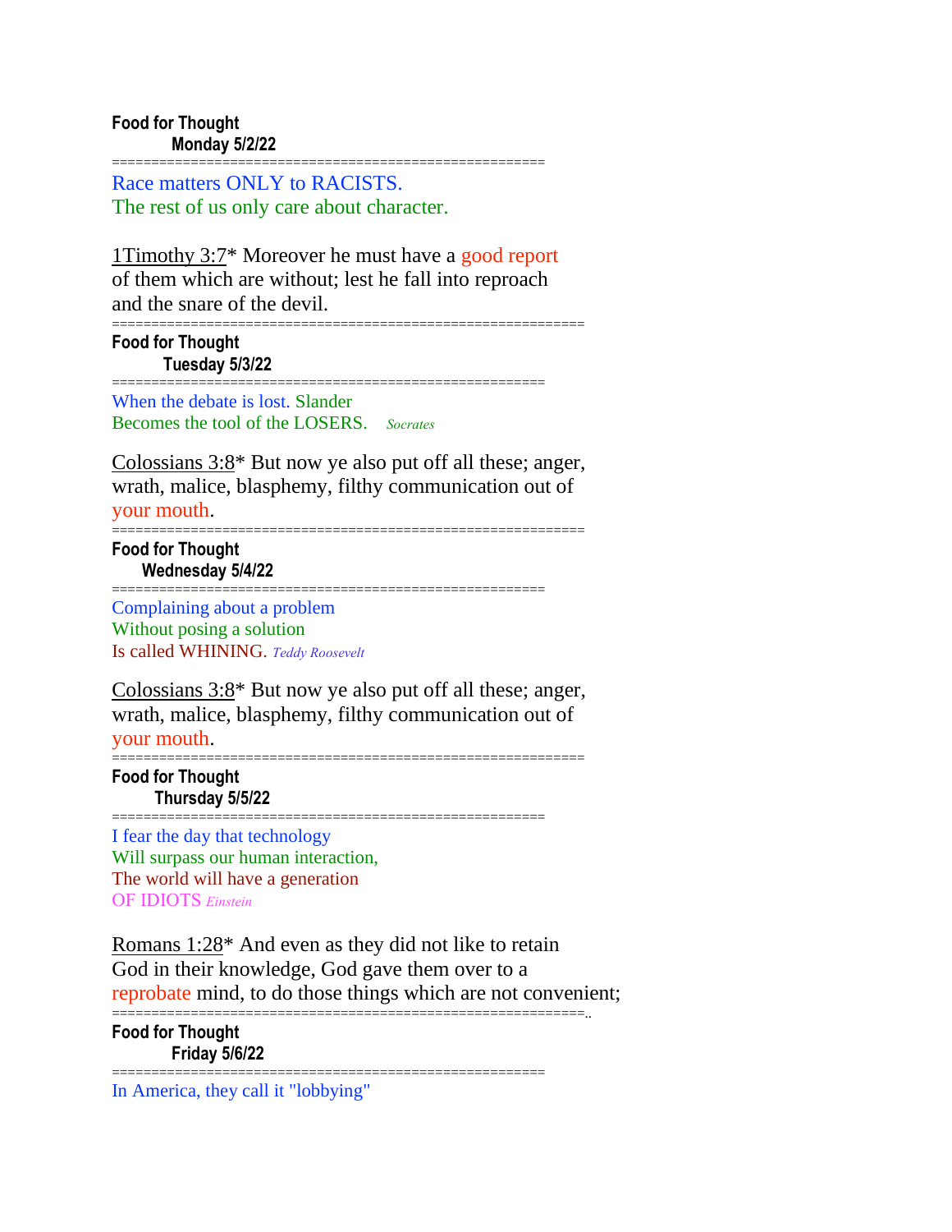**Food for Thought**
**Monday 5/2/22**

=====================================================

Race matters ONLY to RACISTS.
The rest of us only care about character.

1Timothy 3:7* Moreover he must have a good report
of them which are without; lest he fall into reproach
and the snare of the devil.

==========================================================

**Food for Thought**
**Tuesday 5/3/22**

=====================================================

When the debate is lost. Slander
Becomes the tool of the LOSERS. *Socrates*

Colossians 3:8* But now ye also put off all these; anger,
wrath, malice, blasphemy, filthy communication out of
your mouth.

==========================================================

**Food for Thought**
**Wednesday 5/4/22**

=====================================================

Complaining about a problem
Without posing a solution
Is called WHINING. *Teddy Roosevelt*

Colossians 3:8* But now ye also put off all these; anger,
wrath, malice, blasphemy, filthy communication out of
your mouth.

==========================================================

**Food for Thought**
**Thursday 5/5/22**

=====================================================

I fear the day that technology
Will surpass our human interaction,
The world will have a generation
OF IDIOTS *Einstein*

Romans 1:28* And even as they did not like to retain
God in their knowledge, God gave them over to a
reprobate mind, to do those things which are not convenient;

==========================================================..

**Food for Thought**
**Friday 5/6/22**

=====================================================

In America, they call it "lobbying"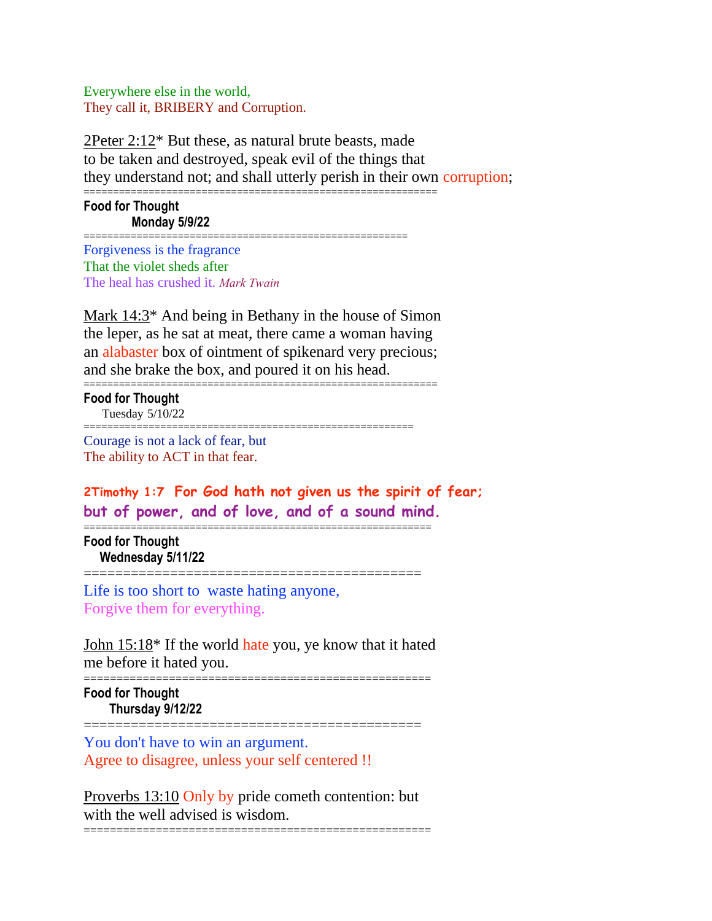Everywhere else in the world,
They call it, BRIBERY and Corruption.

2Peter 2:12* But these, as natural brute beasts, made
to be taken and destroyed, speak evil of the things that
they understand not; and shall utterly perish in their own corruption;

============================================================

**Food for Thought**
**Monday 5/9/22**

======================================================

Forgiveness is the fragrance
That the violet sheds after
The heal has crushed it. *Mark Twain*

Mark 14:3* And being in Bethany in the house of Simon
the leper, as he sat at meat, there came a woman having
an alabaster box of ointment of spikenard very precious;
and she brake the box, and poured it on his head.

============================================================

**Food for Thought**
Tuesday 5/10/22

======================================================

Courage is not a lack of fear, but
The ability to ACT in that fear.

**2Timothy 1:7 For God hath not given us the spirit of fear;
but of power, and of love, and of a sound mind.**

============================================================

**Food for Thought**
**Wednesday 5/11/22**

==========================================

Life is too short to waste hating anyone,
Forgive them for everything.

John 15:18* If the world hate you, ye know that it hated
me before it hated you.

====================================================

**Food for Thought**
**Thursday 9/12/22**

==========================================

You don't have to win an argument.
Agree to disagree, unless your self centered !!

Proverbs 13:10 Only by pride cometh contention: but
with the well advised is wisdom.

====================================================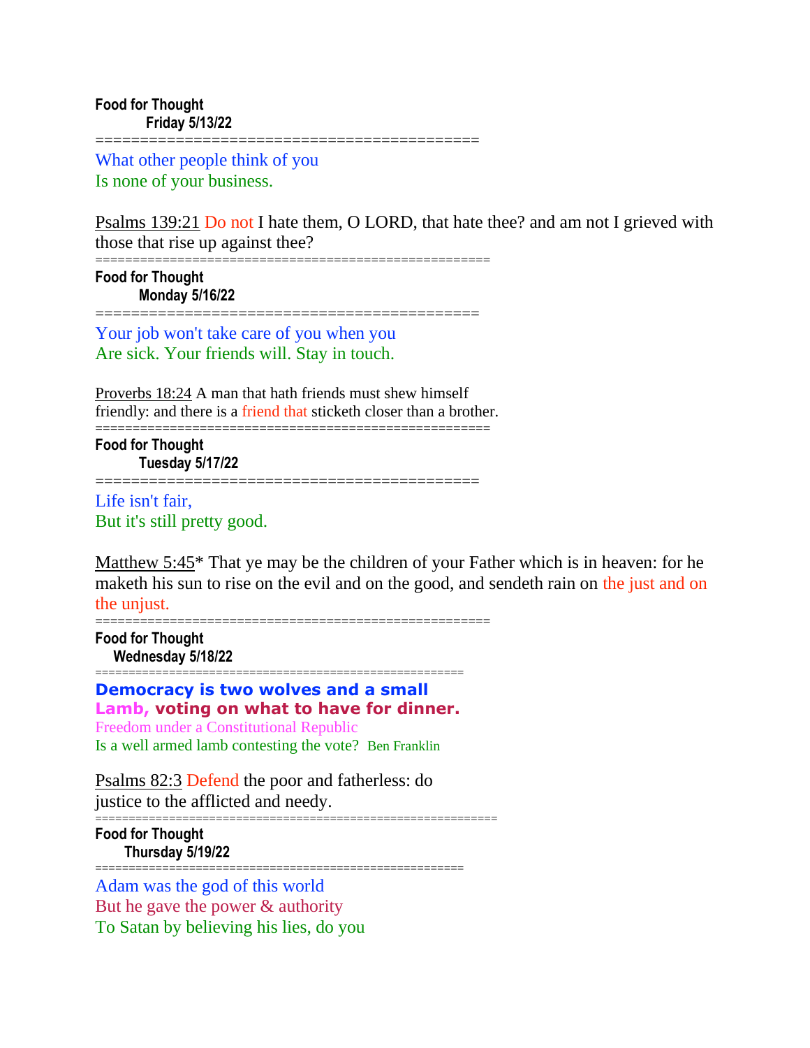**Food for Thought**
**Friday 5/13/22**

==========================================

What other people think of you
Is none of your business.

Psalms 139:21 Do not I hate them, O LORD, that hate thee? and am not I grieved with those that rise up against thee?

===================================================

**Food for Thought**
**Monday 5/16/22**

==========================================

Your job won't take care of you when you
Are sick. Your friends will. Stay in touch.

Proverbs 18:24 A man that hath friends must shew himself friendly: and there is a friend that sticketh closer than a brother.

===================================================

**Food for Thought**
**Tuesday 5/17/22**

==========================================

Life isn't fair,
But it's still pretty good.

Matthew 5:45* That ye may be the children of your Father which is in heaven: for he maketh his sun to rise on the evil and on the good, and sendeth rain on the just and on the unjust.

===================================================

**Food for Thought**
**Wednesday 5/18/22**

===================================================

**Democracy is two wolves and a small**
**Lamb, voting on what to have for dinner.**
Freedom under a Constitutional Republic
Is a well armed lamb contesting the vote? Ben Franklin

Psalms 82:3 Defend the poor and fatherless: do justice to the afflicted and needy.

=========================================================

**Food for Thought**
**Thursday 5/19/22**

===================================================

Adam was the god of this world
But he gave the power & authority
To Satan by believing his lies, do you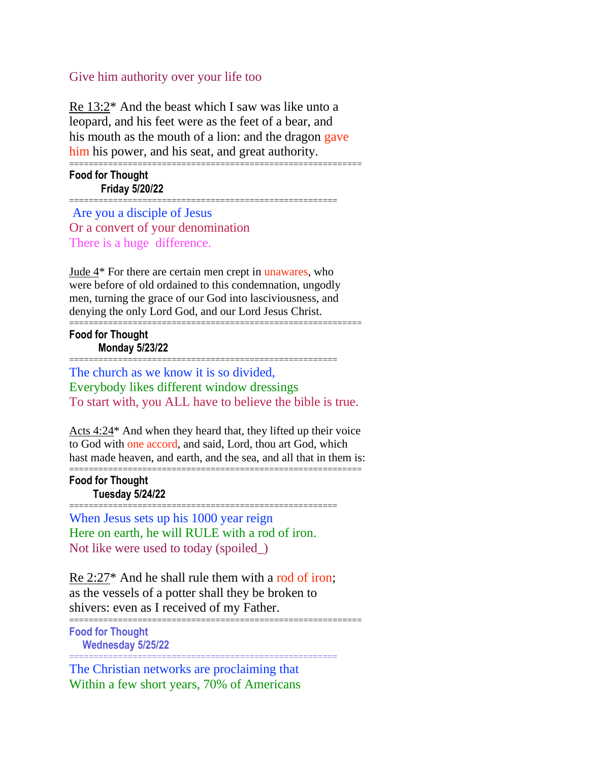Give him authority over your life too

Re 13:2* And the beast which I saw was like unto a leopard, and his feet were as the feet of a bear, and his mouth as the mouth of a lion: and the dragon gave him his power, and his seat, and great authority.

===========================================================

**Food for Thought**
**Friday 5/20/22**

=====================================================

Are you a disciple of Jesus
Or a convert of your denomination
There is a huge difference.

Jude 4* For there are certain men crept in unawares, who were before of old ordained to this condemnation, ungodly men, turning the grace of our God into lasciviousness, and denying the only Lord God, and our Lord Jesus Christ.

===========================================================

**Food for Thought**
**Monday 5/23/22**

=====================================================

The church as we know it is so divided,
Everybody likes different window dressings
To start with, you ALL have to believe the bible is true.

Acts 4:24* And when they heard that, they lifted up their voice to God with one accord, and said, Lord, thou art God, which hast made heaven, and earth, and the sea, and all that in them is:

===========================================================

**Food for Thought**
**Tuesday 5/24/22**

=====================================================

When Jesus sets up his 1000 year reign
Here on earth, he will RULE with a rod of iron.
Not like were used to today (spoiled_)

Re 2:27* And he shall rule them with a rod of iron; as the vessels of a potter shall they be broken to shivers: even as I received of my Father.

===========================================================

**Food for Thought**
**Wednesday 5/25/22**

=====================================================

The Christian networks are proclaiming that
Within a few short years, 70% of Americans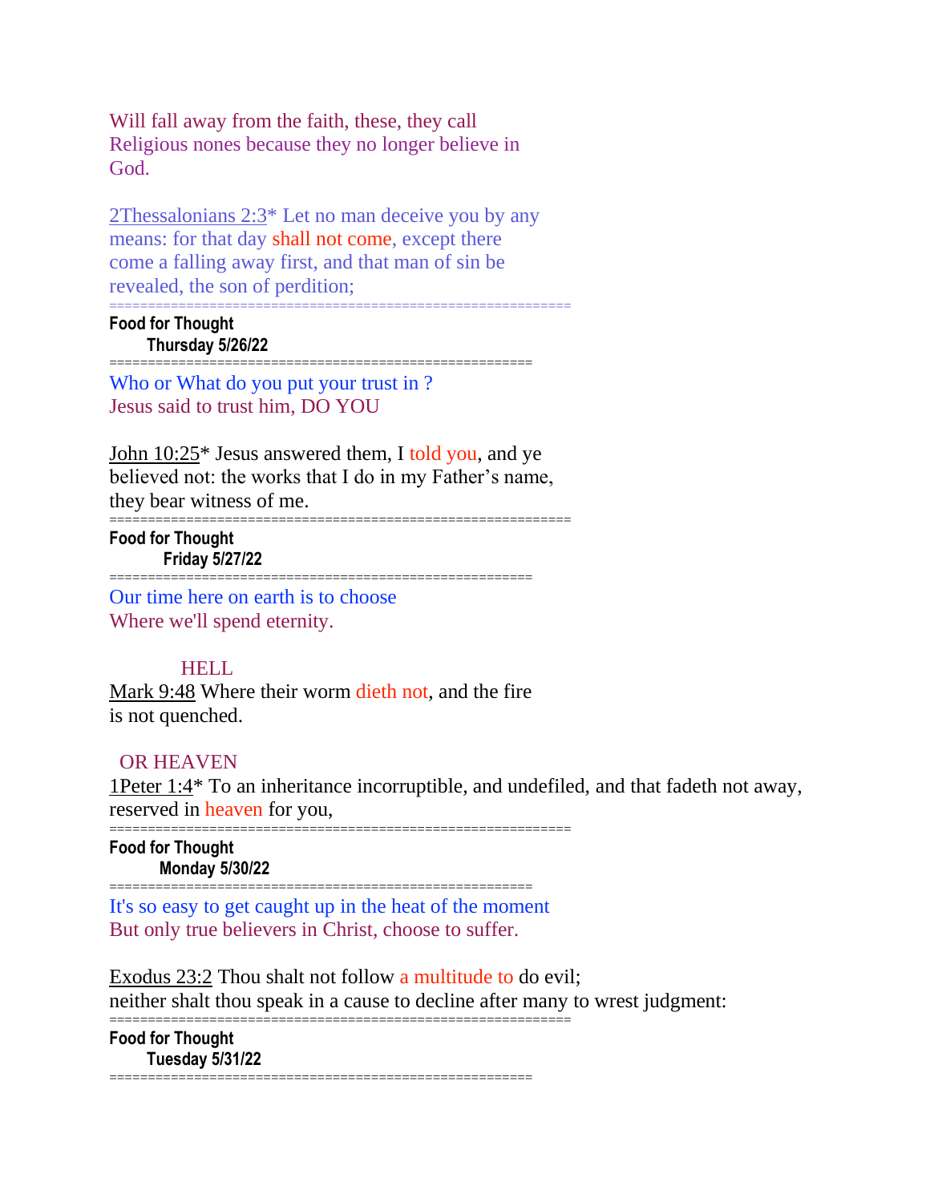Will fall away from the faith, these, they call
Religious nones because they no longer believe in
God.

2Thessalonians 2:3* Let no man deceive you by any
means: for that day shall not come, except there
come a falling away first, and that man of sin be
revealed, the son of perdition;

==========================================================

**Food for Thought**
**Thursday 5/26/22**

=====================================================

Who or What do you put your trust in ?
Jesus said to trust him, DO YOU

John 10:25* Jesus answered them, I told you, and ye
believed not: the works that I do in my Father's name,
they bear witness of me.

==========================================================

**Food for Thought**
**Friday 5/27/22**

=====================================================

Our time here on earth is to choose
Where we'll spend eternity.

HELL

Mark 9:48 Where their worm dieth not, and the fire
is not quenched.

OR HEAVEN

1Peter 1:4* To an inheritance incorruptible, and undefiled, and that fadeth not away,
reserved in heaven for you,

==========================================================

**Food for Thought**
**Monday 5/30/22**

=====================================================

It's so easy to get caught up in the heat of the moment
But only true believers in Christ, choose to suffer.

Exodus 23:2 Thou shalt not follow a multitude to do evil;
neither shalt thou speak in a cause to decline after many to wrest judgment:

==========================================================

**Food for Thought**
**Tuesday 5/31/22**

=====================================================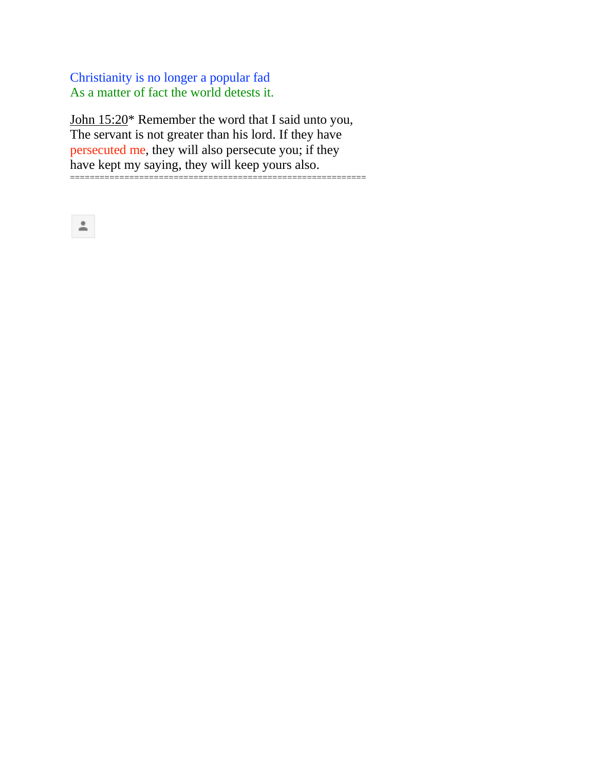Christianity is no longer a popular fad
As a matter of fact the world detests it.

John 15:20* Remember the word that I said unto you, The servant is not greater than his lord. If they have persecuted me, they will also persecute you; if they have kept my saying, they will keep yours also.

===========================================================